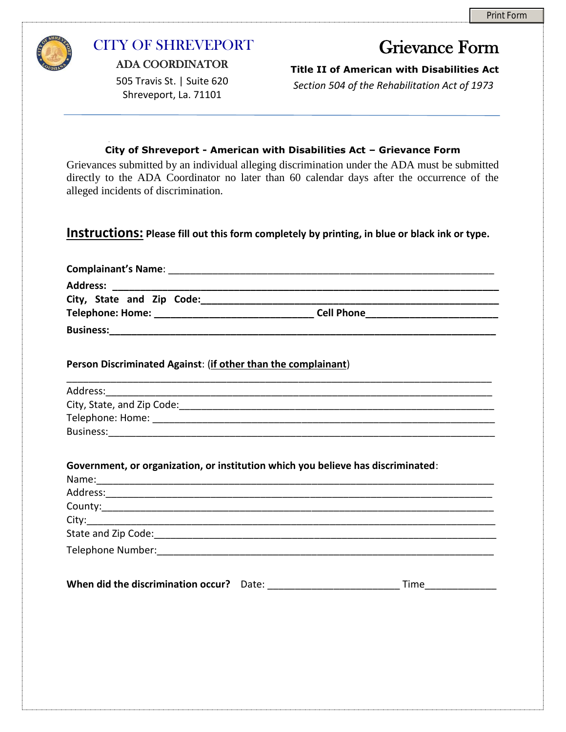Print Form

# CITY OF SHREVEPORT

ADA COORDINATOR

505 Travis St. | Suite 620
Shreveport, La. 71101

# Grievance Form

**Title II of American with Disabilities Act**

*Section 504 of the Rehabilitation Act of 1973*

---

**City of Shreveport - American with Disabilities Act – Grievance Form**

Grievances submitted by an individual alleging discrimination under the ADA must be submitted directly to the ADA Coordinator no later than 60 calendar days after the occurrence of the alleged incidents of discrimination.

**Instructions:** **Please fill out this form completely by printing, in blue or black ink or type.**

**Complainant's Name**: ____________________________________________

**Address:** ____________________________________________

**City, State and Zip Code:**____________________________________________

**Telephone: Home:** ______________________ **Cell Phone**______________________

**Business:**____________________________________________

**Person Discriminated Against**: (**if other than the complainant**)

____________________________________________

Address:____________________________________________

City, State, and Zip Code:____________________________________________

Telephone: Home: ____________________________________________

Business:____________________________________________

**Government, or organization, or institution which you believe has discriminated**:

Name:____________________________________________

Address:____________________________________________

County:____________________________________________

City:____________________________________________

State and Zip Code:____________________________________________

Telephone Number:____________________________________________

**When did the discrimination occur?** Date: ______________________ Time____________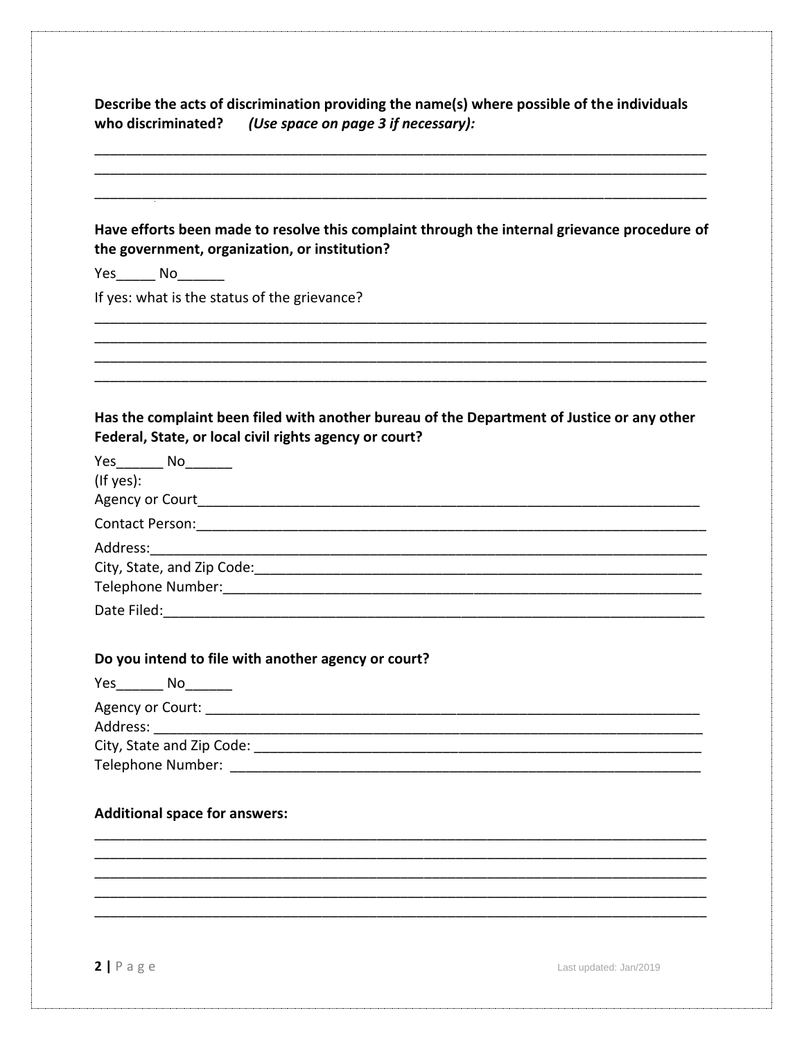**Describe the acts of discrimination providing the name(s) where possible of the individuals who discriminated?** ***(Use space on page 3 if necessary):***

______________________________________________________________________________
______________________________________________________________________________
______________________________________________________________________________

**Have efforts been made to resolve this complaint through the internal grievance procedure of the government, organization, or institution?**

Yes_____ No______

If yes: what is the status of the grievance?

______________________________________________________________________________
______________________________________________________________________________
______________________________________________________________________________
______________________________________________________________________________

**Has the complaint been filed with another bureau of the Department of Justice or any other Federal, State, or local civil rights agency or court?**

Yes______ No______

(If yes):

Agency or Court_______________________________________________________________

Contact Person:_______________________________________________________________

Address:_____________________________________________________________________

City, State, and Zip Code:_______________________________________________________

Telephone Number:____________________________________________________________

Date Filed:___________________________________________________________________

**Do you intend to file with another agency or court?**

Yes______ No______

Agency or Court: ______________________________________________________________

Address: _____________________________________________________________________

City, State and Zip Code: _______________________________________________________

Telephone Number: ____________________________________________________________

**Additional space for answers:**

______________________________________________________________________________
______________________________________________________________________________
______________________________________________________________________________
______________________________________________________________________________
______________________________________________________________________________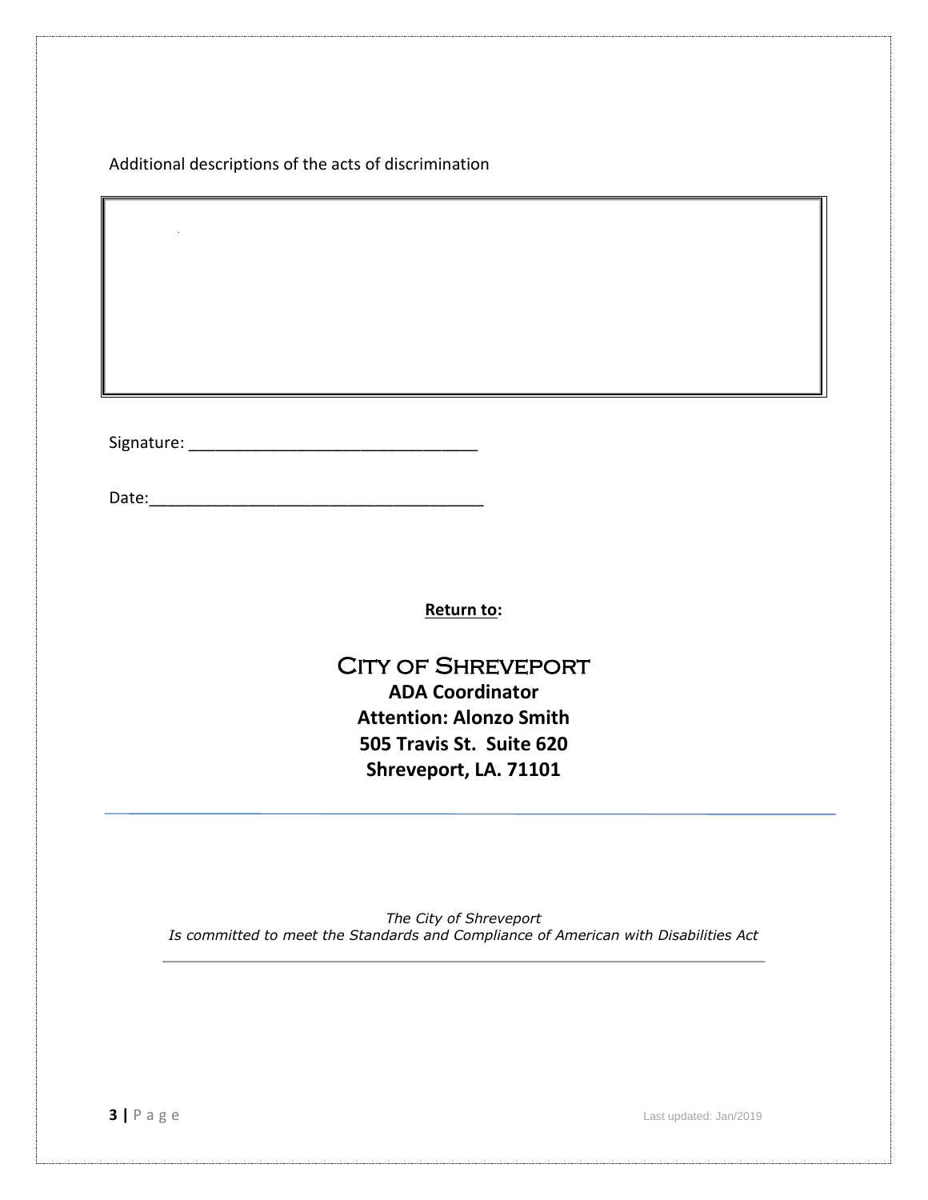Additional descriptions of the acts of discrimination

| |
|---|
| |

Signature: ________________________________

Date:_____________________________________

**Return to:**

**CITY OF SHREVEPORT**
**ADA Coordinator**
**Attention: Alonzo Smith**
**505 Travis St. Suite 620**
**Shreveport, LA. 71101**

---

*The City of Shreveport*
*Is committed to meet the Standards and Compliance of American with Disabilities Act*

---

Last updated: Jan/2019